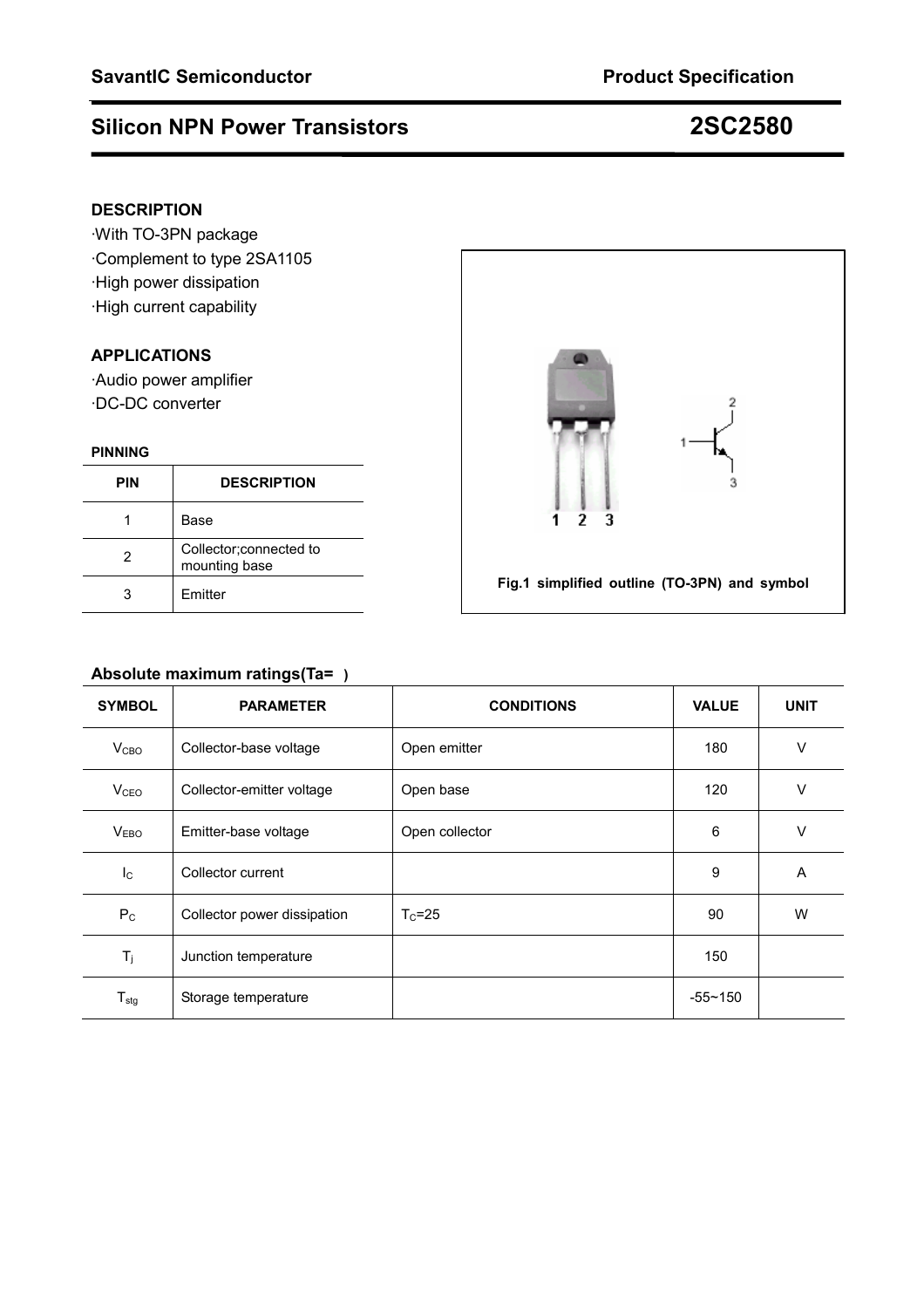**SavantIC Semiconductor** **Product Specification**

## Silicon NPN Power Transistors **2SC2580**

### DESCRIPTION

·With TO-3PN package
·Complement to type 2SA1105
·High power dissipation
·High current capability

### APPLICATIONS

·Audio power amplifier
·DC-DC converter

### PINNING

| PIN | DESCRIPTION |
|---|---|
| 1 | Base |
| 2 | Collector;connected to mounting base |
| 3 | Emitter |

1 2 3

Fig.1 simplified outline (TO-3PN) and symbol

### Absolute maximum ratings(Ta= )

| SYMBOL | PARAMETER | CONDITIONS | VALUE | UNIT |
|---|---|---|---|---|
| $V_{CBO}$ | Collector-base voltage | Open emitter | 180 | V |
| $V_{CEO}$ | Collector-emitter voltage | Open base | 120 | V |
| $V_{EBO}$ | Emitter-base voltage | Open collector | 6 | V |
| $I_C$ | Collector current | | 9 | A |
| $P_C$ | Collector power dissipation | $T_C$=25 | 90 | W |
| $T_j$ | Junction temperature | | 150 | |
| $T_{stg}$ | Storage temperature | | -55~150 | |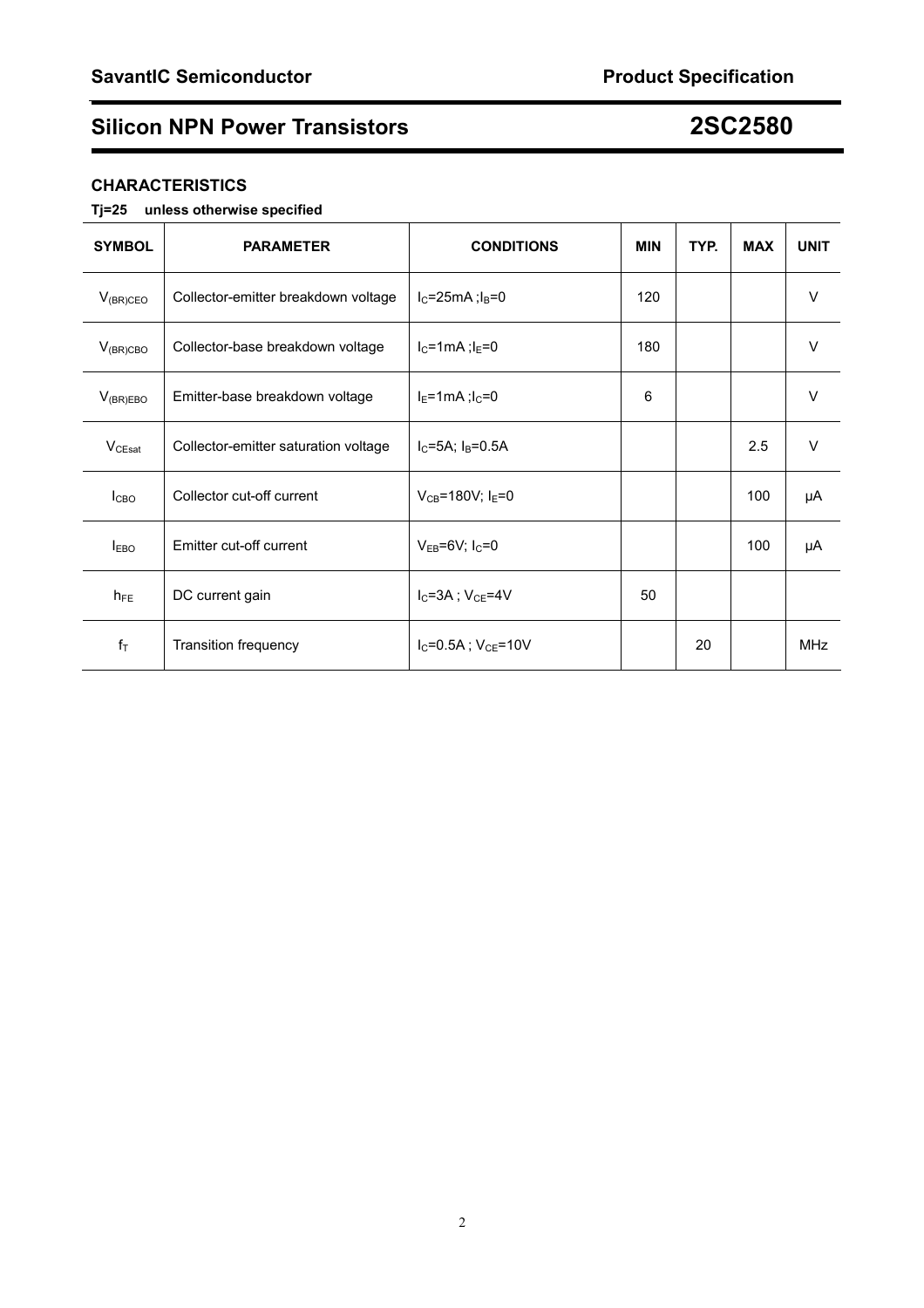## CHARACTERISTICS

**Tj=25 unless otherwise specified**

| SYMBOL | PARAMETER | CONDITIONS | MIN | TYP. | MAX | UNIT |
|---|---|---|---|---|---|---|
| $V_{(BR)CEO}$ | Collector-emitter breakdown voltage | $I_C$=25mA ;$I_B$=0 | 120 | | | V |
| $V_{(BR)CBO}$ | Collector-base breakdown voltage | $I_C$=1mA ;$I_E$=0 | 180 | | | V |
| $V_{(BR)EBO}$ | Emitter-base breakdown voltage | $I_E$=1mA ;$I_C$=0 | 6 | | | V |
| $V_{CEsat}$ | Collector-emitter saturation voltage | $I_C$=5A; $I_B$=0.5A | | | 2.5 | V |
| $I_{CBO}$ | Collector cut-off current | $V_{CB}$=180V; $I_E$=0 | | | 100 | μA |
| $I_{EBO}$ | Emitter cut-off current | $V_{EB}$=6V; $I_C$=0 | | | 100 | μA |
| $h_{FE}$ | DC current gain | $I_C$=3A ; $V_{CE}$=4V | 50 | | | |
| $f_T$ | Transition frequency | $I_C$=0.5A ; $V_{CE}$=10V | | 20 | | MHz |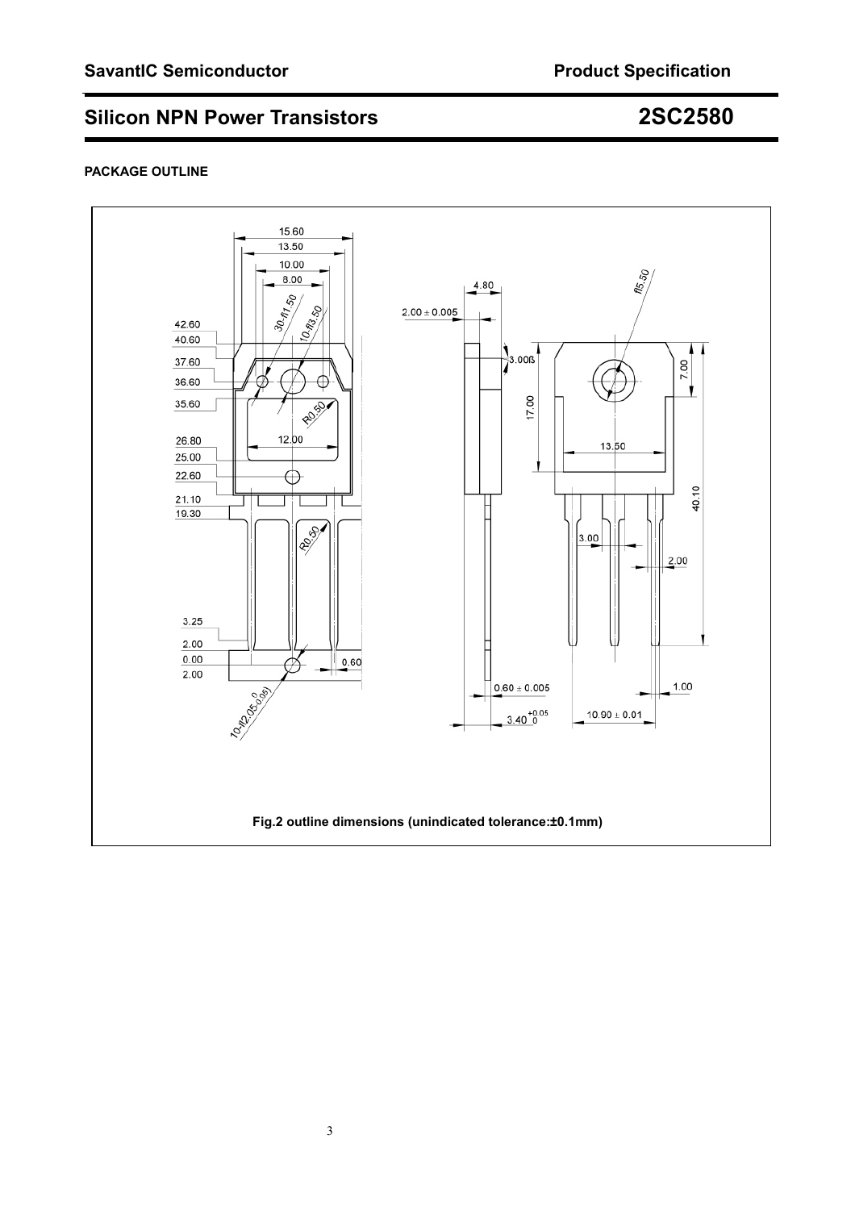## PACKAGE OUTLINE

15.60
13.50
10.00
8.00
30-ƒl1.50
10-ƒl3.50
42.60
40.60
37.60
36.60
35.60
R0.50
12.00
26.80
25.00
22.60
21.10
19.30
R0.50
3.25
2.00
0.00
2.00
0.60
10-ƒl2.05 $^{0}_{-0.05}$
4.80
$2.00 \pm 0.005$
3.00ß
17.00
ƒl5.50
7.00
13.50
40.10
3.00
2.00
$0.60 \pm 0.005$
$3.40^{+0.05}_{0}$
$10.90 \pm 0.01$
1.00

Fig.2 outline dimensions (unindicated tolerance:±0.1mm)